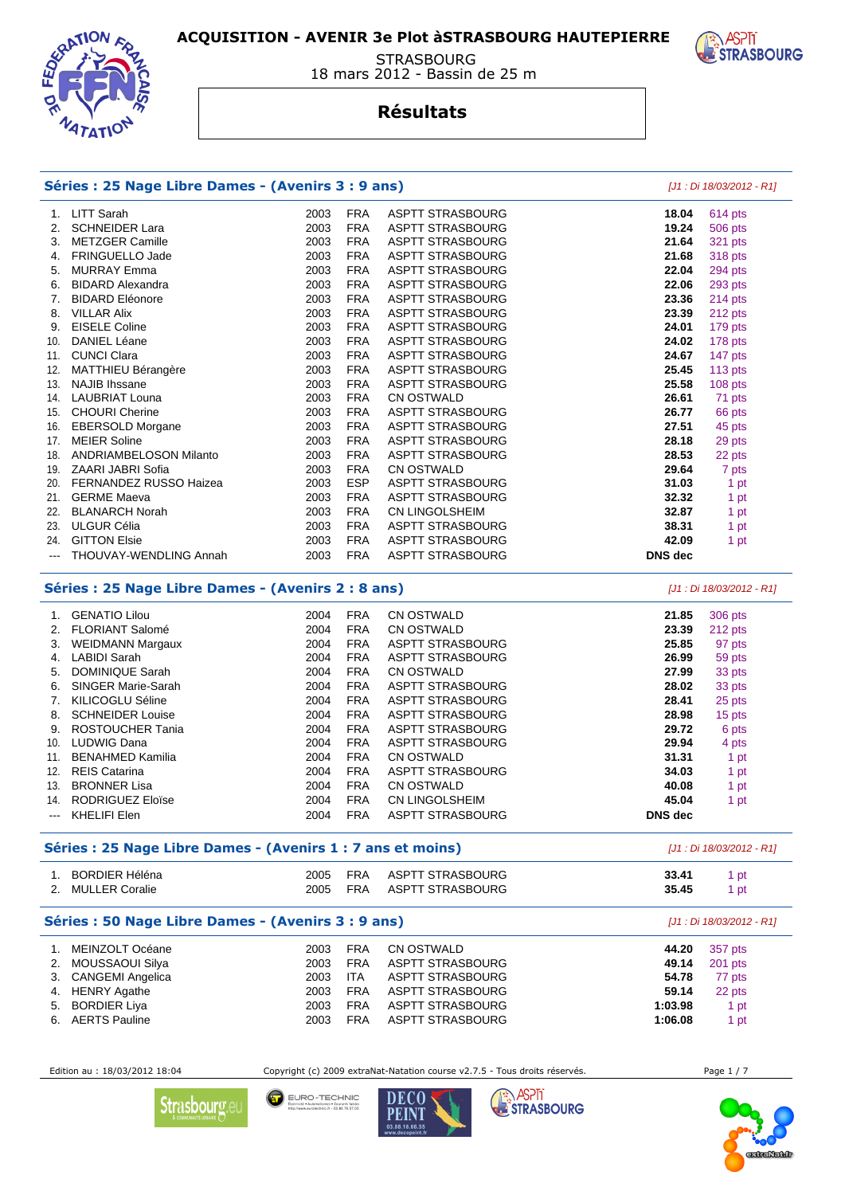# ACQUISITION - AVENIR 3e Plot àSTRASBOURG HAUTEPIERRE

STRASBOURG
18 mars 2012 - Bassin de 25 m

## Résultats

### Séries : 25 Nage Libre Dames - (Avenirs 3 : 9 ans)

*[J1 : Di 18/03/2012 - R1]*

| Rang | Nom | Année | Nat. | Club | Temps | Points |
|---|---|---|---|---|---|---|
| 1. | LITT Sarah | 2003 | FRA | ASPTT STRASBOURG | **18.04** | 614 pts |
| 2. | SCHNEIDER Lara | 2003 | FRA | ASPTT STRASBOURG | **19.24** | 506 pts |
| 3. | METZGER Camille | 2003 | FRA | ASPTT STRASBOURG | **21.64** | 321 pts |
| 4. | FRINGUELLO Jade | 2003 | FRA | ASPTT STRASBOURG | **21.68** | 318 pts |
| 5. | MURRAY Emma | 2003 | FRA | ASPTT STRASBOURG | **22.04** | 294 pts |
| 6. | BIDARD Alexandra | 2003 | FRA | ASPTT STRASBOURG | **22.06** | 293 pts |
| 7. | BIDARD Eléonore | 2003 | FRA | ASPTT STRASBOURG | **23.36** | 214 pts |
| 8. | VILLAR Alix | 2003 | FRA | ASPTT STRASBOURG | **23.39** | 212 pts |
| 9. | EISELE Coline | 2003 | FRA | ASPTT STRASBOURG | **24.01** | 179 pts |
| 10. | DANIEL Léane | 2003 | FRA | ASPTT STRASBOURG | **24.02** | 178 pts |
| 11. | CUNCI Clara | 2003 | FRA | ASPTT STRASBOURG | **24.67** | 147 pts |
| 12. | MATTHIEU Bérangère | 2003 | FRA | ASPTT STRASBOURG | **25.45** | 113 pts |
| 13. | NAJIB Ihssane | 2003 | FRA | ASPTT STRASBOURG | **25.58** | 108 pts |
| 14. | LAUBRIAT Louna | 2003 | FRA | CN OSTWALD | **26.61** | 71 pts |
| 15. | CHOURI Cherine | 2003 | FRA | ASPTT STRASBOURG | **26.77** | 66 pts |
| 16. | EBERSOLD Morgane | 2003 | FRA | ASPTT STRASBOURG | **27.51** | 45 pts |
| 17. | MEIER Soline | 2003 | FRA | ASPTT STRASBOURG | **28.18** | 29 pts |
| 18. | ANDRIAMBELOSON Milanto | 2003 | FRA | ASPTT STRASBOURG | **28.53** | 22 pts |
| 19. | ZAARI JABRI Sofia | 2003 | FRA | CN OSTWALD | **29.64** | 7 pts |
| 20. | FERNANDEZ RUSSO Haizea | 2003 | ESP | ASPTT STRASBOURG | **31.03** | 1 pt |
| 21. | GERME Maeva | 2003 | FRA | ASPTT STRASBOURG | **32.32** | 1 pt |
| 22. | BLANARCH Norah | 2003 | FRA | CN LINGOLSHEIM | **32.87** | 1 pt |
| 23. | ULGUR Célia | 2003 | FRA | ASPTT STRASBOURG | **38.31** | 1 pt |
| 24. | GITTON Elsie | 2003 | FRA | ASPTT STRASBOURG | **42.09** | 1 pt |
| --- | THOUVAY-WENDLING Annah | 2003 | FRA | ASPTT STRASBOURG | **DNS dec** | |

### Séries : 25 Nage Libre Dames - (Avenirs 2 : 8 ans)

*[J1 : Di 18/03/2012 - R1]*

| Rang | Nom | Année | Nat. | Club | Temps | Points |
|---|---|---|---|---|---|---|
| 1. | GENATIO Lilou | 2004 | FRA | CN OSTWALD | **21.85** | 306 pts |
| 2. | FLORIANT Salomé | 2004 | FRA | CN OSTWALD | **23.39** | 212 pts |
| 3. | WEIDMANN Margaux | 2004 | FRA | ASPTT STRASBOURG | **25.85** | 97 pts |
| 4. | LABIDI Sarah | 2004 | FRA | ASPTT STRASBOURG | **26.99** | 59 pts |
| 5. | DOMINIQUE Sarah | 2004 | FRA | CN OSTWALD | **27.99** | 33 pts |
| 6. | SINGER Marie-Sarah | 2004 | FRA | ASPTT STRASBOURG | **28.02** | 33 pts |
| 7. | KILICOGLU Séline | 2004 | FRA | ASPTT STRASBOURG | **28.41** | 25 pts |
| 8. | SCHNEIDER Louise | 2004 | FRA | ASPTT STRASBOURG | **28.98** | 15 pts |
| 9. | ROSTOUCHER Tania | 2004 | FRA | ASPTT STRASBOURG | **29.72** | 6 pts |
| 10. | LUDWIG Dana | 2004 | FRA | ASPTT STRASBOURG | **29.94** | 4 pts |
| 11. | BENAHMED Kamilia | 2004 | FRA | CN OSTWALD | **31.31** | 1 pt |
| 12. | REIS Catarina | 2004 | FRA | ASPTT STRASBOURG | **34.03** | 1 pt |
| 13. | BRONNER Lisa | 2004 | FRA | CN OSTWALD | **40.08** | 1 pt |
| 14. | RODRIGUEZ Eloïse | 2004 | FRA | CN LINGOLSHEIM | **45.04** | 1 pt |
| --- | KHELIFI Elen | 2004 | FRA | ASPTT STRASBOURG | **DNS dec** | |

### Séries : 25 Nage Libre Dames - (Avenirs 1 : 7 ans et moins)

*[J1 : Di 18/03/2012 - R1]*

| Rang | Nom | Année | Nat. | Club | Temps | Points |
|---|---|---|---|---|---|---|
| 1. | BORDIER Héléna | 2005 | FRA | ASPTT STRASBOURG | **33.41** | 1 pt |
| 2. | MULLER Coralie | 2005 | FRA | ASPTT STRASBOURG | **35.45** | 1 pt |

### Séries : 50 Nage Libre Dames - (Avenirs 3 : 9 ans)

*[J1 : Di 18/03/2012 - R1]*

| Rang | Nom | Année | Nat. | Club | Temps | Points |
|---|---|---|---|---|---|---|
| 1. | MEINZOLT Océane | 2003 | FRA | CN OSTWALD | **44.20** | 357 pts |
| 2. | MOUSSAOUI Silya | 2003 | FRA | ASPTT STRASBOURG | **49.14** | 201 pts |
| 3. | CANGEMI Angelica | 2003 | ITA | ASPTT STRASBOURG | **54.78** | 77 pts |
| 4. | HENRY Agathe | 2003 | FRA | ASPTT STRASBOURG | **59.14** | 22 pts |
| 5. | BORDIER Liya | 2003 | FRA | ASPTT STRASBOURG | **1:03.98** | 1 pt |
| 6. | AERTS Pauline | 2003 | FRA | ASPTT STRASBOURG | **1:06.08** | 1 pt |

Edition au : 18/03/2012 18:04 — Copyright (c) 2009 extraNat-Natation course v2.7.5 - Tous droits réservés.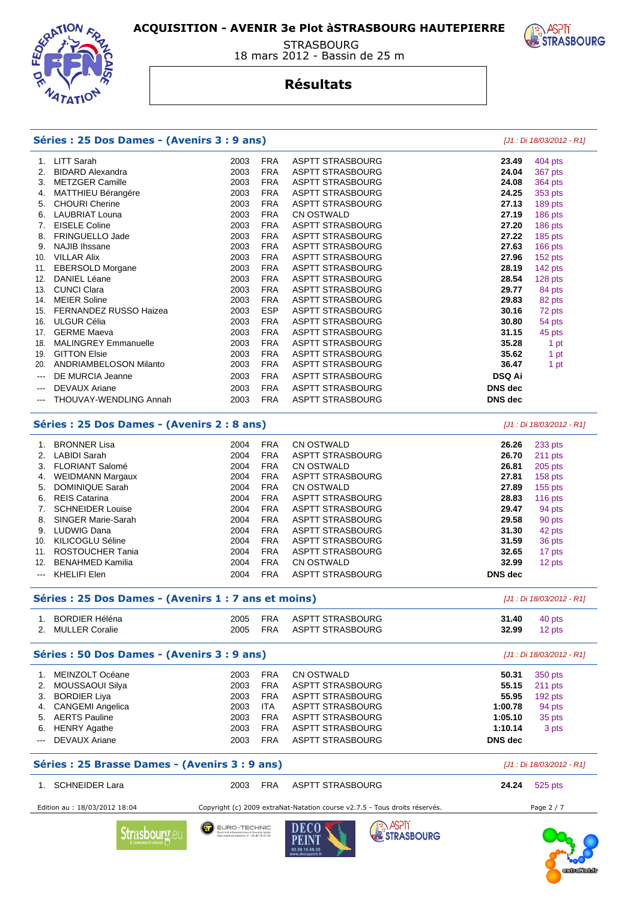# ACQUISITION - AVENIR 3e Plot àSTRASBOURG HAUTEPIERRE

STRASBOURG
18 mars 2012 - Bassin de 25 m

## Résultats

### Séries : 25 Dos Dames - (Avenirs 3 : 9 ans)

*[J1 : Di 18/03/2012 - R1]*

| Rang | Nom | Année | Nat. | Club | Temps | Points |
|---|---|---|---|---|---|---|
| 1. | LITT Sarah | 2003 | FRA | ASPTT STRASBOURG | **23.49** | 404 pts |
| 2. | BIDARD Alexandra | 2003 | FRA | ASPTT STRASBOURG | **24.04** | 367 pts |
| 3. | METZGER Camille | 2003 | FRA | ASPTT STRASBOURG | **24.08** | 364 pts |
| 4. | MATTHIEU Bérangère | 2003 | FRA | ASPTT STRASBOURG | **24.25** | 353 pts |
| 5. | CHOURI Cherine | 2003 | FRA | ASPTT STRASBOURG | **27.13** | 189 pts |
| 6. | LAUBRIAT Louna | 2003 | FRA | CN OSTWALD | **27.19** | 186 pts |
| 7. | EISELE Coline | 2003 | FRA | ASPTT STRASBOURG | **27.20** | 186 pts |
| 8. | FRINGUELLO Jade | 2003 | FRA | ASPTT STRASBOURG | **27.22** | 185 pts |
| 9. | NAJIB Ihssane | 2003 | FRA | ASPTT STRASBOURG | **27.63** | 166 pts |
| 10. | VILLAR Alix | 2003 | FRA | ASPTT STRASBOURG | **27.96** | 152 pts |
| 11. | EBERSOLD Morgane | 2003 | FRA | ASPTT STRASBOURG | **28.19** | 142 pts |
| 12. | DANIEL Léane | 2003 | FRA | ASPTT STRASBOURG | **28.54** | 128 pts |
| 13. | CUNCI Clara | 2003 | FRA | ASPTT STRASBOURG | **29.77** | 84 pts |
| 14. | MEIER Soline | 2003 | FRA | ASPTT STRASBOURG | **29.83** | 82 pts |
| 15. | FERNANDEZ RUSSO Haizea | 2003 | ESP | ASPTT STRASBOURG | **30.16** | 72 pts |
| 16. | ULGUR Célia | 2003 | FRA | ASPTT STRASBOURG | **30.80** | 54 pts |
| 17. | GERME Maeva | 2003 | FRA | ASPTT STRASBOURG | **31.15** | 45 pts |
| 18. | MALINGREY Emmanuelle | 2003 | FRA | ASPTT STRASBOURG | **35.28** | 1 pt |
| 19. | GITTON Elsie | 2003 | FRA | ASPTT STRASBOURG | **35.62** | 1 pt |
| 20. | ANDRIAMBELOSON Milanto | 2003 | FRA | ASPTT STRASBOURG | **36.47** | 1 pt |
| --- | DE MURCIA Jeanne | 2003 | FRA | ASPTT STRASBOURG | **DSQ Ai** | |
| --- | DEVAUX Ariane | 2003 | FRA | ASPTT STRASBOURG | **DNS dec** | |
| --- | THOUVAY-WENDLING Annah | 2003 | FRA | ASPTT STRASBOURG | **DNS dec** | |

### Séries : 25 Dos Dames - (Avenirs 2 : 8 ans)

*[J1 : Di 18/03/2012 - R1]*

| Rang | Nom | Année | Nat. | Club | Temps | Points |
|---|---|---|---|---|---|---|
| 1. | BRONNER Lisa | 2004 | FRA | CN OSTWALD | **26.26** | 233 pts |
| 2. | LABIDI Sarah | 2004 | FRA | ASPTT STRASBOURG | **26.70** | 211 pts |
| 3. | FLORIANT Salomé | 2004 | FRA | CN OSTWALD | **26.81** | 205 pts |
| 4. | WEIDMANN Margaux | 2004 | FRA | ASPTT STRASBOURG | **27.81** | 158 pts |
| 5. | DOMINIQUE Sarah | 2004 | FRA | CN OSTWALD | **27.89** | 155 pts |
| 6. | REIS Catarina | 2004 | FRA | ASPTT STRASBOURG | **28.83** | 116 pts |
| 7. | SCHNEIDER Louise | 2004 | FRA | ASPTT STRASBOURG | **29.47** | 94 pts |
| 8. | SINGER Marie-Sarah | 2004 | FRA | ASPTT STRASBOURG | **29.58** | 90 pts |
| 9. | LUDWIG Dana | 2004 | FRA | ASPTT STRASBOURG | **31.30** | 42 pts |
| 10. | KILICOGLU Séline | 2004 | FRA | ASPTT STRASBOURG | **31.59** | 36 pts |
| 11. | ROSTOUCHER Tania | 2004 | FRA | ASPTT STRASBOURG | **32.65** | 17 pts |
| 12. | BENAHMED Kamilia | 2004 | FRA | CN OSTWALD | **32.99** | 12 pts |
| --- | KHELIFI Elen | 2004 | FRA | ASPTT STRASBOURG | **DNS dec** | |

### Séries : 25 Dos Dames - (Avenirs 1 : 7 ans et moins)

*[J1 : Di 18/03/2012 - R1]*

| Rang | Nom | Année | Nat. | Club | Temps | Points |
|---|---|---|---|---|---|---|
| 1. | BORDIER Héléna | 2005 | FRA | ASPTT STRASBOURG | **31.40** | 40 pts |
| 2. | MULLER Coralie | 2005 | FRA | ASPTT STRASBOURG | **32.99** | 12 pts |

### Séries : 50 Dos Dames - (Avenirs 3 : 9 ans)

*[J1 : Di 18/03/2012 - R1]*

| Rang | Nom | Année | Nat. | Club | Temps | Points |
|---|---|---|---|---|---|---|
| 1. | MEINZOLT Océane | 2003 | FRA | CN OSTWALD | **50.31** | 350 pts |
| 2. | MOUSSAOUI Silya | 2003 | FRA | ASPTT STRASBOURG | **55.15** | 211 pts |
| 3. | BORDIER Liya | 2003 | FRA | ASPTT STRASBOURG | **55.95** | 192 pts |
| 4. | CANGEMI Angelica | 2003 | ITA | ASPTT STRASBOURG | **1:00.78** | 94 pts |
| 5. | AERTS Pauline | 2003 | FRA | ASPTT STRASBOURG | **1:05.10** | 35 pts |
| 6. | HENRY Agathe | 2003 | FRA | ASPTT STRASBOURG | **1:10.14** | 3 pts |
| --- | DEVAUX Ariane | 2003 | FRA | ASPTT STRASBOURG | **DNS dec** | |

### Séries : 25 Brasse Dames - (Avenirs 3 : 9 ans)

*[J1 : Di 18/03/2012 - R1]*

| Rang | Nom | Année | Nat. | Club | Temps | Points |
|---|---|---|---|---|---|---|
| 1. | SCHNEIDER Lara | 2003 | FRA | ASPTT STRASBOURG | **24.24** | 525 pts |

Edition au : 18/03/2012 18:04 — Copyright (c) 2009 extraNat-Natation course v2.7.5 - Tous droits réservés.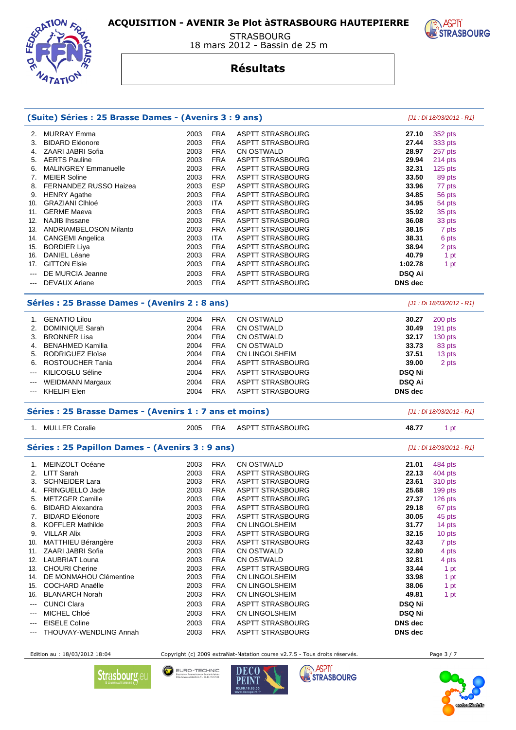# ACQUISITION - AVENIR 3e Plot àSTRASBOURG HAUTEPIERRE

STRASBOURG
18 mars 2012 - Bassin de 25 m

## Résultats

### (Suite) Séries : 25 Brasse Dames - (Avenirs 3 : 9 ans)

*[J1 : Di 18/03/2012 - R1]*

| | Nom | Année | Nat. | Club | Temps | Points |
|---|---|---|---|---|---|---|
| 2. | MURRAY Emma | 2003 | FRA | ASPTT STRASBOURG | **27.10** | 352 pts |
| 3. | BIDARD Eléonore | 2003 | FRA | ASPTT STRASBOURG | **27.44** | 333 pts |
| 4. | ZAARI JABRI Sofia | 2003 | FRA | CN OSTWALD | **28.97** | 257 pts |
| 5. | AERTS Pauline | 2003 | FRA | ASPTT STRASBOURG | **29.94** | 214 pts |
| 6. | MALINGREY Emmanuelle | 2003 | FRA | ASPTT STRASBOURG | **32.31** | 125 pts |
| 7. | MEIER Soline | 2003 | FRA | ASPTT STRASBOURG | **33.50** | 89 pts |
| 8. | FERNANDEZ RUSSO Haizea | 2003 | ESP | ASPTT STRASBOURG | **33.96** | 77 pts |
| 9. | HENRY Agathe | 2003 | FRA | ASPTT STRASBOURG | **34.85** | 56 pts |
| 10. | GRAZIANI Clhloé | 2003 | ITA | ASPTT STRASBOURG | **34.95** | 54 pts |
| 11. | GERME Maeva | 2003 | FRA | ASPTT STRASBOURG | **35.92** | 35 pts |
| 12. | NAJIB Ihssane | 2003 | FRA | ASPTT STRASBOURG | **36.08** | 33 pts |
| 13. | ANDRIAMBELOSON Milanto | 2003 | FRA | ASPTT STRASBOURG | **38.15** | 7 pts |
| 14. | CANGEMI Angelica | 2003 | ITA | ASPTT STRASBOURG | **38.31** | 6 pts |
| 15. | BORDIER Liya | 2003 | FRA | ASPTT STRASBOURG | **38.94** | 2 pts |
| 16. | DANIEL Léane | 2003 | FRA | ASPTT STRASBOURG | **40.79** | 1 pt |
| 17. | GITTON Elsie | 2003 | FRA | ASPTT STRASBOURG | **1:02.78** | 1 pt |
| --- | DE MURCIA Jeanne | 2003 | FRA | ASPTT STRASBOURG | **DSQ Ai** | |
| --- | DEVAUX Ariane | 2003 | FRA | ASPTT STRASBOURG | **DNS dec** | |

### Séries : 25 Brasse Dames - (Avenirs 2 : 8 ans)

*[J1 : Di 18/03/2012 - R1]*

| | Nom | Année | Nat. | Club | Temps | Points |
|---|---|---|---|---|---|---|
| 1. | GENATIO Lilou | 2004 | FRA | CN OSTWALD | **30.27** | 200 pts |
| 2. | DOMINIQUE Sarah | 2004 | FRA | CN OSTWALD | **30.49** | 191 pts |
| 3. | BRONNER Lisa | 2004 | FRA | CN OSTWALD | **32.17** | 130 pts |
| 4. | BENAHMED Kamilia | 2004 | FRA | CN OSTWALD | **33.73** | 83 pts |
| 5. | RODRIGUEZ Eloïse | 2004 | FRA | CN LINGOLSHEIM | **37.51** | 13 pts |
| 6. | ROSTOUCHER Tania | 2004 | FRA | ASPTT STRASBOURG | **39.00** | 2 pts |
| --- | KILICOGLU Séline | 2004 | FRA | ASPTT STRASBOURG | **DSQ Ni** | |
| --- | WEIDMANN Margaux | 2004 | FRA | ASPTT STRASBOURG | **DSQ Ai** | |
| --- | KHELIFI Elen | 2004 | FRA | ASPTT STRASBOURG | **DNS dec** | |

### Séries : 25 Brasse Dames - (Avenirs 1 : 7 ans et moins)

*[J1 : Di 18/03/2012 - R1]*

| | Nom | Année | Nat. | Club | Temps | Points |
|---|---|---|---|---|---|---|
| 1. | MULLER Coralie | 2005 | FRA | ASPTT STRASBOURG | **48.77** | 1 pt |

### Séries : 25 Papillon Dames - (Avenirs 3 : 9 ans)

*[J1 : Di 18/03/2012 - R1]*

| | Nom | Année | Nat. | Club | Temps | Points |
|---|---|---|---|---|---|---|
| 1. | MEINZOLT Océane | 2003 | FRA | CN OSTWALD | **21.01** | 484 pts |
| 2. | LITT Sarah | 2003 | FRA | ASPTT STRASBOURG | **22.13** | 404 pts |
| 3. | SCHNEIDER Lara | 2003 | FRA | ASPTT STRASBOURG | **23.61** | 310 pts |
| 4. | FRINGUELLO Jade | 2003 | FRA | ASPTT STRASBOURG | **25.68** | 199 pts |
| 5. | METZGER Camille | 2003 | FRA | ASPTT STRASBOURG | **27.37** | 126 pts |
| 6. | BIDARD Alexandra | 2003 | FRA | ASPTT STRASBOURG | **29.18** | 67 pts |
| 7. | BIDARD Eléonore | 2003 | FRA | ASPTT STRASBOURG | **30.05** | 45 pts |
| 8. | KOFFLER Mathilde | 2003 | FRA | CN LINGOLSHEIM | **31.77** | 14 pts |
| 9. | VILLAR Alix | 2003 | FRA | ASPTT STRASBOURG | **32.15** | 10 pts |
| 10. | MATTHIEU Bérangère | 2003 | FRA | ASPTT STRASBOURG | **32.43** | 7 pts |
| 11. | ZAARI JABRI Sofia | 2003 | FRA | CN OSTWALD | **32.80** | 4 pts |
| 12. | LAUBRIAT Louna | 2003 | FRA | CN OSTWALD | **32.81** | 4 pts |
| 13. | CHOURI Cherine | 2003 | FRA | ASPTT STRASBOURG | **33.44** | 1 pt |
| 14. | DE MONMAHOU Clémentine | 2003 | FRA | CN LINGOLSHEIM | **33.98** | 1 pt |
| 15. | COCHARD Anaëlle | 2003 | FRA | CN LINGOLSHEIM | **38.06** | 1 pt |
| 16. | BLANARCH Norah | 2003 | FRA | CN LINGOLSHEIM | **49.81** | 1 pt |
| --- | CUNCI Clara | 2003 | FRA | ASPTT STRASBOURG | **DSQ Ni** | |
| --- | MICHEL Chloé | 2003 | FRA | CN LINGOLSHEIM | **DSQ Ni** | |
| --- | EISELE Coline | 2003 | FRA | ASPTT STRASBOURG | **DNS dec** | |
| --- | THOUVAY-WENDLING Annah | 2003 | FRA | ASPTT STRASBOURG | **DNS dec** | |

Edition au : 18/03/2012 18:04 — Copyright (c) 2009 extraNat-Natation course v2.7.5 - Tous droits réservés.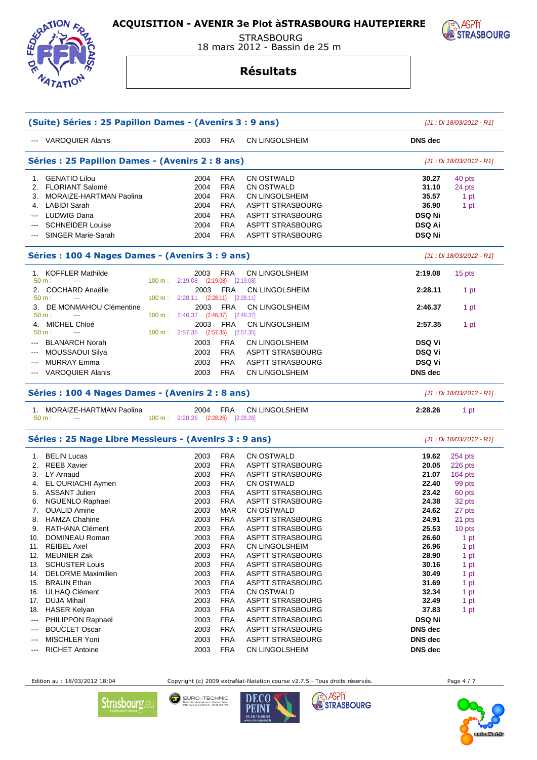# ACQUISITION - AVENIR 3e Plot àSTRASBOURG HAUTEPIERRE

STRASBOURG
18 mars 2012 - Bassin de 25 m

## Résultats

### (Suite) Séries : 25 Papillon Dames - (Avenirs 3 : 9 ans)

*[J1 : Di 18/03/2012 - R1]*

| Rang | Nom | Année | Nat. | Club | Temps | Points |
|---|---|---|---|---|---|---|
| --- | VAROQUIER Alanis | 2003 | FRA | CN LINGOLSHEIM | **DNS dec** | |

### Séries : 25 Papillon Dames - (Avenirs 2 : 8 ans)

*[J1 : Di 18/03/2012 - R1]*

| Rang | Nom | Année | Nat. | Club | Temps | Points |
|---|---|---|---|---|---|---|
| 1. | GENATIO Lilou | 2004 | FRA | CN OSTWALD | **30.27** | 40 pts |
| 2. | FLORIANT Salomé | 2004 | FRA | CN OSTWALD | **31.10** | 24 pts |
| 3. | MORAIZE-HARTMAN Paolina | 2004 | FRA | CN LINGOLSHEIM | **35.57** | 1 pt |
| 4. | LABIDI Sarah | 2004 | FRA | ASPTT STRASBOURG | **36.90** | 1 pt |
| --- | LUDWIG Dana | 2004 | FRA | ASPTT STRASBOURG | **DSQ Ni** | |
| --- | SCHNEIDER Louise | 2004 | FRA | ASPTT STRASBOURG | **DSQ Ai** | |
| --- | SINGER Marie-Sarah | 2004 | FRA | ASPTT STRASBOURG | **DSQ Ni** | |

### Séries : 100 4 Nages Dames - (Avenirs 3 : 9 ans)

*[J1 : Di 18/03/2012 - R1]*

| Rang | Nom | Année | Nat. | Club | Temps | Points |
|---|---|---|---|---|---|---|
| 1. | KOFFLER Mathilde | 2003 | FRA | CN LINGOLSHEIM | **2:19.08** | 15 pts |
| | 50 m : --- / 100 m : 2:19.08 (2:19.08) [2:19.08] | | | | | |
| 2. | COCHARD Anaëlle | 2003 | FRA | CN LINGOLSHEIM | **2:28.11** | 1 pt |
| | 50 m : --- / 100 m : 2:28.11 (2:28.11) [2:28.11] | | | | | |
| 3. | DE MONMAHOU Clémentine | 2003 | FRA | CN LINGOLSHEIM | **2:46.37** | 1 pt |
| | 50 m : --- / 100 m : 2:46.37 (2:46.37) [2:46.37] | | | | | |
| 4. | MICHEL Chloé | 2003 | FRA | CN LINGOLSHEIM | **2:57.35** | 1 pt |
| | 50 m : --- / 100 m : 2:57.35 (2:57.35) [2:57.35] | | | | | |
| --- | BLANARCH Norah | 2003 | FRA | CN LINGOLSHEIM | **DSQ Vi** | |
| --- | MOUSSAOUI Silya | 2003 | FRA | ASPTT STRASBOURG | **DSQ Vi** | |
| --- | MURRAY Emma | 2003 | FRA | ASPTT STRASBOURG | **DSQ Vi** | |
| --- | VAROQUIER Alanis | 2003 | FRA | CN LINGOLSHEIM | **DNS dec** | |

### Séries : 100 4 Nages Dames - (Avenirs 2 : 8 ans)

*[J1 : Di 18/03/2012 - R1]*

| Rang | Nom | Année | Nat. | Club | Temps | Points |
|---|---|---|---|---|---|---|
| 1. | MORAIZE-HARTMAN Paolina | 2004 | FRA | CN LINGOLSHEIM | **2:28.26** | 1 pt |
| | 50 m : --- / 100 m : 2:28.26 (2:28.26) [2:28.26] | | | | | |

### Séries : 25 Nage Libre Messieurs - (Avenirs 3 : 9 ans)

*[J1 : Di 18/03/2012 - R1]*

| Rang | Nom | Année | Nat. | Club | Temps | Points |
|---|---|---|---|---|---|---|
| 1. | BELIN Lucas | 2003 | FRA | CN OSTWALD | **19.62** | 254 pts |
| 2. | REEB Xavier | 2003 | FRA | ASPTT STRASBOURG | **20.05** | 226 pts |
| 3. | LY Arnaud | 2003 | FRA | ASPTT STRASBOURG | **21.07** | 164 pts |
| 4. | EL OURIACHI Aymen | 2003 | FRA | CN OSTWALD | **22.40** | 99 pts |
| 5. | ASSANT Julien | 2003 | FRA | ASPTT STRASBOURG | **23.42** | 60 pts |
| 6. | NGUENLO Raphael | 2003 | FRA | ASPTT STRASBOURG | **24.38** | 32 pts |
| 7. | OUALID Amine | 2003 | MAR | CN OSTWALD | **24.62** | 27 pts |
| 8. | HAMZA Chahine | 2003 | FRA | ASPTT STRASBOURG | **24.91** | 21 pts |
| 9. | RATHANA Clément | 2003 | FRA | ASPTT STRASBOURG | **25.53** | 10 pts |
| 10. | DOMINEAU Roman | 2003 | FRA | ASPTT STRASBOURG | **26.60** | 1 pt |
| 11. | REIBEL Axel | 2003 | FRA | CN LINGOLSHEIM | **26.96** | 1 pt |
| 12. | MEUNIER Zak | 2003 | FRA | ASPTT STRASBOURG | **28.90** | 1 pt |
| 13. | SCHUSTER Louis | 2003 | FRA | ASPTT STRASBOURG | **30.16** | 1 pt |
| 14. | DELORME Maximilien | 2003 | FRA | ASPTT STRASBOURG | **30.49** | 1 pt |
| 15. | BRAUN Ethan | 2003 | FRA | ASPTT STRASBOURG | **31.69** | 1 pt |
| 16. | ULHAQ Clément | 2003 | FRA | CN OSTWALD | **32.34** | 1 pt |
| 17. | DUJA Mihail | 2003 | FRA | ASPTT STRASBOURG | **32.49** | 1 pt |
| 18. | HASER Kelyan | 2003 | FRA | ASPTT STRASBOURG | **37.83** | 1 pt |
| --- | PHILIPPON Raphael | 2003 | FRA | ASPTT STRASBOURG | **DSQ Ni** | |
| --- | BOUCLET Oscar | 2003 | FRA | ASPTT STRASBOURG | **DNS dec** | |
| --- | MISCHLER Yoni | 2003 | FRA | ASPTT STRASBOURG | **DNS dec** | |
| --- | RICHET Antoine | 2003 | FRA | CN LINGOLSHEIM | **DNS dec** | |

Edition au : 18/03/2012 18:04 — Copyright (c) 2009 extraNat-Natation course v2.7.5 - Tous droits réservés.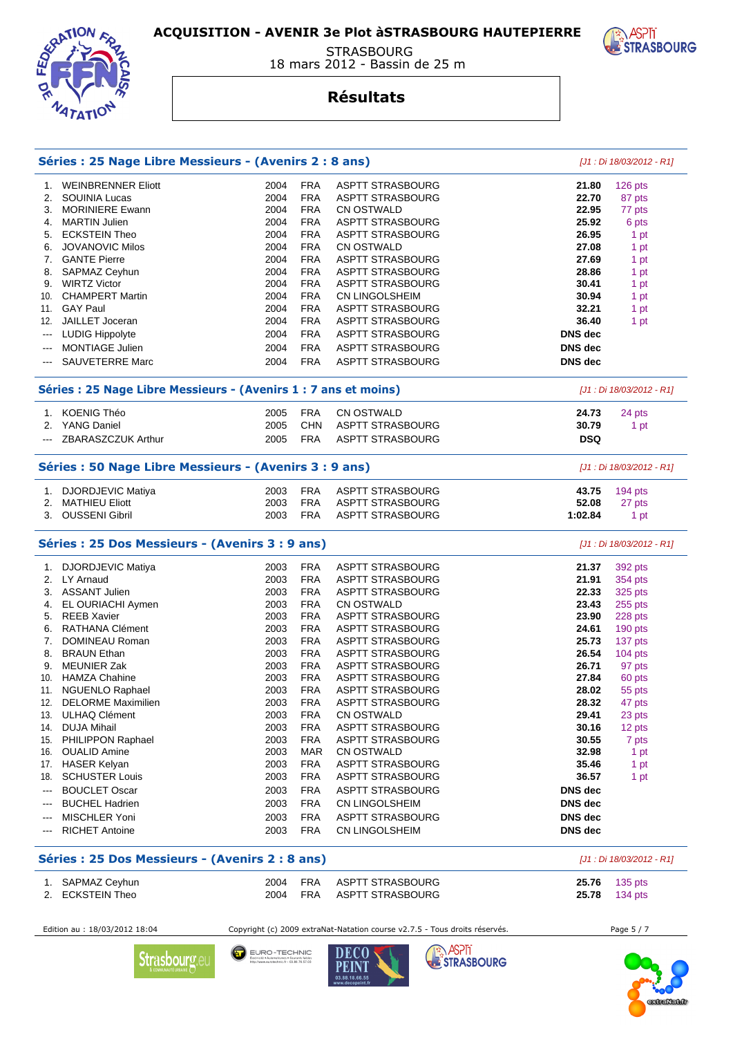# ACQUISITION - AVENIR 3e Plot àSTRASBOURG HAUTEPIERRE

STRASBOURG
18 mars 2012 - Bassin de 25 m

## Résultats

### Séries : 25 Nage Libre Messieurs - (Avenirs 2 : 8 ans)

*[J1 : Di 18/03/2012 - R1]*

| | Nom | Année | Nat. | Club | Temps | Points |
|---|---|---|---|---|---|---|
| 1. | WEINBRENNER Eliott | 2004 | FRA | ASPTT STRASBOURG | **21.80** | 126 pts |
| 2. | SOUINIA Lucas | 2004 | FRA | ASPTT STRASBOURG | **22.70** | 87 pts |
| 3. | MORINIERE Ewann | 2004 | FRA | CN OSTWALD | **22.95** | 77 pts |
| 4. | MARTIN Julien | 2004 | FRA | ASPTT STRASBOURG | **25.92** | 6 pts |
| 5. | ECKSTEIN Theo | 2004 | FRA | ASPTT STRASBOURG | **26.95** | 1 pt |
| 6. | JOVANOVIC Milos | 2004 | FRA | CN OSTWALD | **27.08** | 1 pt |
| 7. | GANTE Pierre | 2004 | FRA | ASPTT STRASBOURG | **27.69** | 1 pt |
| 8. | SAPMAZ Ceyhun | 2004 | FRA | ASPTT STRASBOURG | **28.86** | 1 pt |
| 9. | WIRTZ Victor | 2004 | FRA | ASPTT STRASBOURG | **30.41** | 1 pt |
| 10. | CHAMPERT Martin | 2004 | FRA | CN LINGOLSHEIM | **30.94** | 1 pt |
| 11. | GAY Paul | 2004 | FRA | ASPTT STRASBOURG | **32.21** | 1 pt |
| 12. | JAILLET Joceran | 2004 | FRA | ASPTT STRASBOURG | **36.40** | 1 pt |
| --- | LUDIG Hippolyte | 2004 | FRA | ASPTT STRASBOURG | **DNS dec** | |
| --- | MONTIAGE Julien | 2004 | FRA | ASPTT STRASBOURG | **DNS dec** | |
| --- | SAUVETERRE Marc | 2004 | FRA | ASPTT STRASBOURG | **DNS dec** | |

### Séries : 25 Nage Libre Messieurs - (Avenirs 1 : 7 ans et moins)

*[J1 : Di 18/03/2012 - R1]*

| | Nom | Année | Nat. | Club | Temps | Points |
|---|---|---|---|---|---|---|
| 1. | KOENIG Théo | 2005 | FRA | CN OSTWALD | **24.73** | 24 pts |
| 2. | YANG Daniel | 2005 | CHN | ASPTT STRASBOURG | **30.79** | 1 pt |
| --- | ZBARASZCZUK Arthur | 2005 | FRA | ASPTT STRASBOURG | **DSQ** | |

### Séries : 50 Nage Libre Messieurs - (Avenirs 3 : 9 ans)

*[J1 : Di 18/03/2012 - R1]*

| | Nom | Année | Nat. | Club | Temps | Points |
|---|---|---|---|---|---|---|
| 1. | DJORDJEVIC Matiya | 2003 | FRA | ASPTT STRASBOURG | **43.75** | 194 pts |
| 2. | MATHIEU Eliott | 2003 | FRA | ASPTT STRASBOURG | **52.08** | 27 pts |
| 3. | OUSSENI Gibril | 2003 | FRA | ASPTT STRASBOURG | **1:02.84** | 1 pt |

### Séries : 25 Dos Messieurs - (Avenirs 3 : 9 ans)

*[J1 : Di 18/03/2012 - R1]*

| | Nom | Année | Nat. | Club | Temps | Points |
|---|---|---|---|---|---|---|
| 1. | DJORDJEVIC Matiya | 2003 | FRA | ASPTT STRASBOURG | **21.37** | 392 pts |
| 2. | LY Arnaud | 2003 | FRA | ASPTT STRASBOURG | **21.91** | 354 pts |
| 3. | ASSANT Julien | 2003 | FRA | ASPTT STRASBOURG | **22.33** | 325 pts |
| 4. | EL OURIACHI Aymen | 2003 | FRA | CN OSTWALD | **23.43** | 255 pts |
| 5. | REEB Xavier | 2003 | FRA | ASPTT STRASBOURG | **23.90** | 228 pts |
| 6. | RATHANA Clément | 2003 | FRA | ASPTT STRASBOURG | **24.61** | 190 pts |
| 7. | DOMINEAU Roman | 2003 | FRA | ASPTT STRASBOURG | **25.73** | 137 pts |
| 8. | BRAUN Ethan | 2003 | FRA | ASPTT STRASBOURG | **26.54** | 104 pts |
| 9. | MEUNIER Zak | 2003 | FRA | ASPTT STRASBOURG | **26.71** | 97 pts |
| 10. | HAMZA Chahine | 2003 | FRA | ASPTT STRASBOURG | **27.84** | 60 pts |
| 11. | NGUENLO Raphael | 2003 | FRA | ASPTT STRASBOURG | **28.02** | 55 pts |
| 12. | DELORME Maximilien | 2003 | FRA | ASPTT STRASBOURG | **28.32** | 47 pts |
| 13. | ULHAQ Clément | 2003 | FRA | CN OSTWALD | **29.41** | 23 pts |
| 14. | DUJA Mihail | 2003 | FRA | ASPTT STRASBOURG | **30.16** | 12 pts |
| 15. | PHILIPPON Raphael | 2003 | FRA | ASPTT STRASBOURG | **30.55** | 7 pts |
| 16. | OUALID Amine | 2003 | MAR | CN OSTWALD | **32.98** | 1 pt |
| 17. | HASER Kelyan | 2003 | FRA | ASPTT STRASBOURG | **35.46** | 1 pt |
| 18. | SCHUSTER Louis | 2003 | FRA | ASPTT STRASBOURG | **36.57** | 1 pt |
| --- | BOUCLET Oscar | 2003 | FRA | ASPTT STRASBOURG | **DNS dec** | |
| --- | BUCHEL Hadrien | 2003 | FRA | CN LINGOLSHEIM | **DNS dec** | |
| --- | MISCHLER Yoni | 2003 | FRA | ASPTT STRASBOURG | **DNS dec** | |
| --- | RICHET Antoine | 2003 | FRA | CN LINGOLSHEIM | **DNS dec** | |

### Séries : 25 Dos Messieurs - (Avenirs 2 : 8 ans)

*[J1 : Di 18/03/2012 - R1]*

| | Nom | Année | Nat. | Club | Temps | Points |
|---|---|---|---|---|---|---|
| 1. | SAPMAZ Ceyhun | 2004 | FRA | ASPTT STRASBOURG | **25.76** | 135 pts |
| 2. | ECKSTEIN Theo | 2004 | FRA | ASPTT STRASBOURG | **25.78** | 134 pts |

Edition au : 18/03/2012 18:04 — Copyright (c) 2009 extraNat-Natation course v2.7.5 - Tous droits réservés.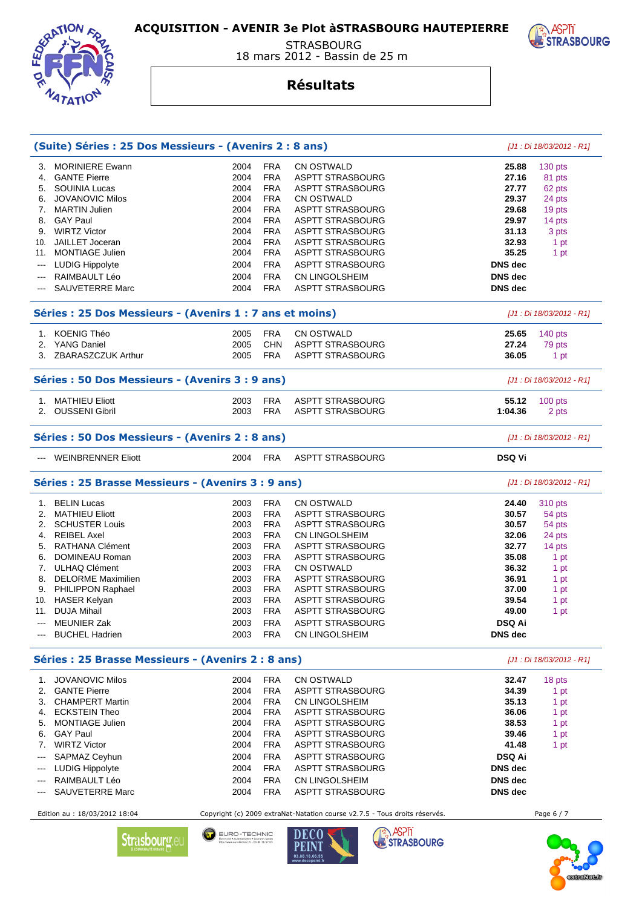# ACQUISITION - AVENIR 3e Plot àSTRASBOURG HAUTEPIERRE

STRASBOURG
18 mars 2012 - Bassin de 25 m

## Résultats

### (Suite) Séries : 25 Dos Messieurs - (Avenirs 2 : 8 ans)

*[J1 : Di 18/03/2012 - R1]*

| | | | | | | |
|---|---|---|---|---|---|---|
| 3. | MORINIERE Ewann | 2004 | FRA | CN OSTWALD | **25.88** | 130 pts |
| 4. | GANTE Pierre | 2004 | FRA | ASPTT STRASBOURG | **27.16** | 81 pts |
| 5. | SOUINIA Lucas | 2004 | FRA | ASPTT STRASBOURG | **27.77** | 62 pts |
| 6. | JOVANOVIC Milos | 2004 | FRA | CN OSTWALD | **29.37** | 24 pts |
| 7. | MARTIN Julien | 2004 | FRA | ASPTT STRASBOURG | **29.68** | 19 pts |
| 8. | GAY Paul | 2004 | FRA | ASPTT STRASBOURG | **29.97** | 14 pts |
| 9. | WIRTZ Victor | 2004 | FRA | ASPTT STRASBOURG | **31.13** | 3 pts |
| 10. | JAILLET Joceran | 2004 | FRA | ASPTT STRASBOURG | **32.93** | 1 pt |
| 11. | MONTIAGE Julien | 2004 | FRA | ASPTT STRASBOURG | **35.25** | 1 pt |
| --- | LUDIG Hippolyte | 2004 | FRA | ASPTT STRASBOURG | **DNS dec** | |
| --- | RAIMBAULT Léo | 2004 | FRA | CN LINGOLSHEIM | **DNS dec** | |
| --- | SAUVETERRE Marc | 2004 | FRA | ASPTT STRASBOURG | **DNS dec** | |

### Séries : 25 Dos Messieurs - (Avenirs 1 : 7 ans et moins)

*[J1 : Di 18/03/2012 - R1]*

| | | | | | | |
|---|---|---|---|---|---|---|
| 1. | KOENIG Théo | 2005 | FRA | CN OSTWALD | **25.65** | 140 pts |
| 2. | YANG Daniel | 2005 | CHN | ASPTT STRASBOURG | **27.24** | 79 pts |
| 3. | ZBARASZCZUK Arthur | 2005 | FRA | ASPTT STRASBOURG | **36.05** | 1 pt |

### Séries : 50 Dos Messieurs - (Avenirs 3 : 9 ans)

*[J1 : Di 18/03/2012 - R1]*

| | | | | | | |
|---|---|---|---|---|---|---|
| 1. | MATHIEU Eliott | 2003 | FRA | ASPTT STRASBOURG | **55.12** | 100 pts |
| 2. | OUSSENI Gibril | 2003 | FRA | ASPTT STRASBOURG | **1:04.36** | 2 pts |

### Séries : 50 Dos Messieurs - (Avenirs 2 : 8 ans)

*[J1 : Di 18/03/2012 - R1]*

| | | | | | | |
|---|---|---|---|---|---|---|
| --- | WEINBRENNER Eliott | 2004 | FRA | ASPTT STRASBOURG | **DSQ Vi** | |

### Séries : 25 Brasse Messieurs - (Avenirs 3 : 9 ans)

*[J1 : Di 18/03/2012 - R1]*

| | | | | | | |
|---|---|---|---|---|---|---|
| 1. | BELIN Lucas | 2003 | FRA | CN OSTWALD | **24.40** | 310 pts |
| 2. | MATHIEU Eliott | 2003 | FRA | ASPTT STRASBOURG | **30.57** | 54 pts |
| 2. | SCHUSTER Louis | 2003 | FRA | ASPTT STRASBOURG | **30.57** | 54 pts |
| 4. | REIBEL Axel | 2003 | FRA | CN LINGOLSHEIM | **32.06** | 24 pts |
| 5. | RATHANA Clément | 2003 | FRA | ASPTT STRASBOURG | **32.77** | 14 pts |
| 6. | DOMINEAU Roman | 2003 | FRA | ASPTT STRASBOURG | **35.08** | 1 pt |
| 7. | ULHAQ Clément | 2003 | FRA | CN OSTWALD | **36.32** | 1 pt |
| 8. | DELORME Maximilien | 2003 | FRA | ASPTT STRASBOURG | **36.91** | 1 pt |
| 9. | PHILIPPON Raphael | 2003 | FRA | ASPTT STRASBOURG | **37.00** | 1 pt |
| 10. | HASER Kelyan | 2003 | FRA | ASPTT STRASBOURG | **39.54** | 1 pt |
| 11. | DUJA Mihail | 2003 | FRA | ASPTT STRASBOURG | **49.00** | 1 pt |
| --- | MEUNIER Zak | 2003 | FRA | ASPTT STRASBOURG | **DSQ Ai** | |
| --- | BUCHEL Hadrien | 2003 | FRA | CN LINGOLSHEIM | **DNS dec** | |

### Séries : 25 Brasse Messieurs - (Avenirs 2 : 8 ans)

*[J1 : Di 18/03/2012 - R1]*

| | | | | | | |
|---|---|---|---|---|---|---|
| 1. | JOVANOVIC Milos | 2004 | FRA | CN OSTWALD | **32.47** | 18 pts |
| 2. | GANTE Pierre | 2004 | FRA | ASPTT STRASBOURG | **34.39** | 1 pt |
| 3. | CHAMPERT Martin | 2004 | FRA | CN LINGOLSHEIM | **35.13** | 1 pt |
| 4. | ECKSTEIN Theo | 2004 | FRA | ASPTT STRASBOURG | **36.06** | 1 pt |
| 5. | MONTIAGE Julien | 2004 | FRA | ASPTT STRASBOURG | **38.53** | 1 pt |
| 6. | GAY Paul | 2004 | FRA | ASPTT STRASBOURG | **39.46** | 1 pt |
| 7. | WIRTZ Victor | 2004 | FRA | ASPTT STRASBOURG | **41.48** | 1 pt |
| --- | SAPMAZ Ceyhun | 2004 | FRA | ASPTT STRASBOURG | **DSQ Ai** | |
| --- | LUDIG Hippolyte | 2004 | FRA | ASPTT STRASBOURG | **DNS dec** | |
| --- | RAIMBAULT Léo | 2004 | FRA | CN LINGOLSHEIM | **DNS dec** | |
| --- | SAUVETERRE Marc | 2004 | FRA | ASPTT STRASBOURG | **DNS dec** | |

Edition au : 18/03/2012 18:04 — Copyright (c) 2009 extraNat-Natation course v2.7.5 - Tous droits réservés.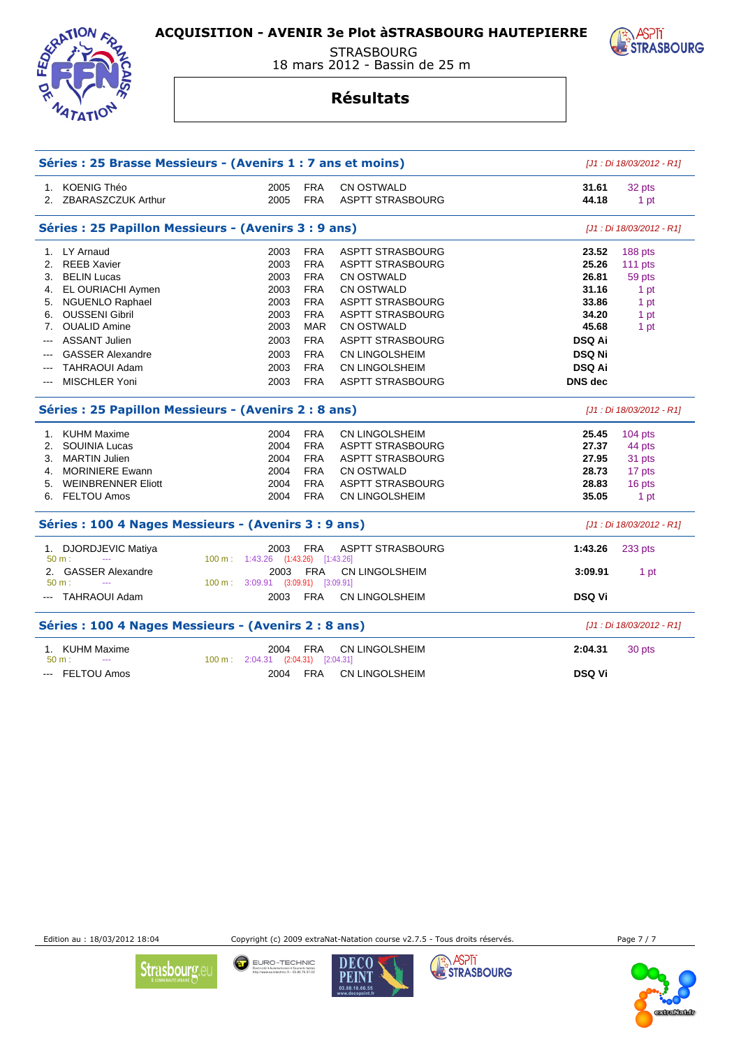# ACQUISITION - AVENIR 3e Plot àSTRASBOURG HAUTEPIERRE

STRASBOURG
18 mars 2012 - Bassin de 25 m

## Résultats

### Séries : 25 Brasse Messieurs - (Avenirs 1 : 7 ans et moins)

*[J1 : Di 18/03/2012 - R1]*

| | | | | | | |
|---|---|---|---|---|---|---|
| 1. | KOENIG Théo | 2005 | FRA | CN OSTWALD | **31.61** | 32 pts |
| 2. | ZBARASZCZUK Arthur | 2005 | FRA | ASPTT STRASBOURG | **44.18** | 1 pt |

### Séries : 25 Papillon Messieurs - (Avenirs 3 : 9 ans)

*[J1 : Di 18/03/2012 - R1]*

| | | | | | | |
|---|---|---|---|---|---|---|
| 1. | LY Arnaud | 2003 | FRA | ASPTT STRASBOURG | **23.52** | 188 pts |
| 2. | REEB Xavier | 2003 | FRA | ASPTT STRASBOURG | **25.26** | 111 pts |
| 3. | BELIN Lucas | 2003 | FRA | CN OSTWALD | **26.81** | 59 pts |
| 4. | EL OURIACHI Aymen | 2003 | FRA | CN OSTWALD | **31.16** | 1 pt |
| 5. | NGUENLO Raphael | 2003 | FRA | ASPTT STRASBOURG | **33.86** | 1 pt |
| 6. | OUSSENI Gibril | 2003 | FRA | ASPTT STRASBOURG | **34.20** | 1 pt |
| 7. | OUALID Amine | 2003 | MAR | CN OSTWALD | **45.68** | 1 pt |
| --- | ASSANT Julien | 2003 | FRA | ASPTT STRASBOURG | **DSQ Ai** | |
| --- | GASSER Alexandre | 2003 | FRA | CN LINGOLSHEIM | **DSQ Ni** | |
| --- | TAHRAOUI Adam | 2003 | FRA | CN LINGOLSHEIM | **DSQ Ai** | |
| --- | MISCHLER Yoni | 2003 | FRA | ASPTT STRASBOURG | **DNS dec** | |

### Séries : 25 Papillon Messieurs - (Avenirs 2 : 8 ans)

*[J1 : Di 18/03/2012 - R1]*

| | | | | | | |
|---|---|---|---|---|---|---|
| 1. | KUHM Maxime | 2004 | FRA | CN LINGOLSHEIM | **25.45** | 104 pts |
| 2. | SOUINIA Lucas | 2004 | FRA | ASPTT STRASBOURG | **27.37** | 44 pts |
| 3. | MARTIN Julien | 2004 | FRA | ASPTT STRASBOURG | **27.95** | 31 pts |
| 4. | MORINIERE Ewann | 2004 | FRA | CN OSTWALD | **28.73** | 17 pts |
| 5. | WEINBRENNER Eliott | 2004 | FRA | ASPTT STRASBOURG | **28.83** | 16 pts |
| 6. | FELTOU Amos | 2004 | FRA | CN LINGOLSHEIM | **35.05** | 1 pt |

### Séries : 100 4 Nages Messieurs - (Avenirs 3 : 9 ans)

*[J1 : Di 18/03/2012 - R1]*

| | | | | | | |
|---|---|---|---|---|---|---|
| 1. | DJORDJEVIC Matiya | 2003 | FRA | ASPTT STRASBOURG | **1:43.26** | 233 pts |
| | 50 m : --- | 100 m : 1:43.26 (1:43.26) [1:43.26] | | | | |
| 2. | GASSER Alexandre | 2003 | FRA | CN LINGOLSHEIM | **3:09.91** | 1 pt |
| | 50 m : --- | 100 m : 3:09.91 (3:09.91) [3:09.91] | | | | |
| --- | TAHRAOUI Adam | 2003 | FRA | CN LINGOLSHEIM | **DSQ Vi** | |

### Séries : 100 4 Nages Messieurs - (Avenirs 2 : 8 ans)

*[J1 : Di 18/03/2012 - R1]*

| | | | | | | |
|---|---|---|---|---|---|---|
| 1. | KUHM Maxime | 2004 | FRA | CN LINGOLSHEIM | **2:04.31** | 30 pts |
| | 50 m : --- | 100 m : 2:04.31 (2:04.31) [2:04.31] | | | | |
| --- | FELTOU Amos | 2004 | FRA | CN LINGOLSHEIM | **DSQ Vi** | |

Edition au : 18/03/2012 18:04 — Copyright (c) 2009 extraNat-Natation course v2.7.5 - Tous droits réservés.